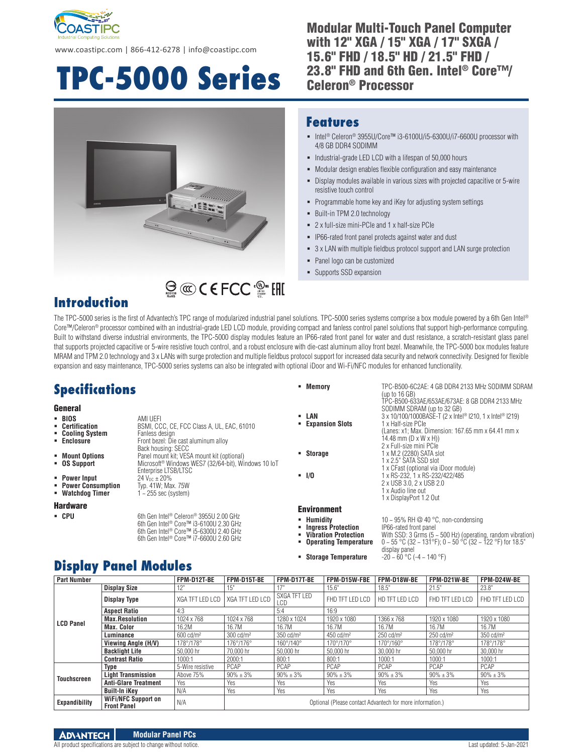www.coastipc.com | 866-412-6278 | info@coastipc.com

# TPC-5000 Series

## Modular Multi-Touch Panel Computer with 12" XGA / 15" XGA / 17" SXGA / 15.6" FHD / 18.5" HD / 21.5" FHD / 23.8" FHD and 6th Gen. Intel® Core™/ Celeron® Processor

## Features

- Intel® Celeron® 3955U/Core™ i3-6100U/i5-6300U/i7-6600U processor with 4/8 GB DDR4 SODIMM
- Industrial-grade LED LCD with a lifespan of 50,000 hours
- Modular design enables flexible configuration and easy maintenance
- Display modules available in various sizes with projected capacitive or 5-wire resistive touch control
- Programmable home key and iKey for adjusting system settings
- Built-in TPM 2.0 technology
- 2 x full-size mini-PCIe and 1 x half-size PCIe
- IP66-rated front panel protects against water and dust
- 3 x LAN with multiple fieldbus protocol support and LAN surge protection
- Panel logo can be customized
- Supports SSD expansion

## Introduction

The TPC-5000 series is the first of Advantech's TPC range of modularized industrial panel solutions. TPC-5000 series systems comprise a box module powered by a 6th Gen Intel® Core™/Celeron® processor combined with an industrial-grade LED LCD module, providing compact and fanless control panel solutions that support high-performance computing. Built to withstand diverse industrial environments, the TPC-5000 display modules feature an IP66-rated front panel for water and dust resistance, a scratch-resistant glass panel that supports projected capacitive or 5-wire resistive touch control, and a robust enclosure with die-cast aluminum alloy front bezel. Meanwhile, the TPC-5000 box modules feature MRAM and TPM 2.0 technology and 3 x LANs with surge protection and multiple fieldbus protocol support for increased data security and network connectivity. Designed for flexible expansion and easy maintenance, TPC-5000 series systems can also be integrated with optional iDoor and Wi-Fi/NFC modules for enhanced functionality.

## Specifications

### General

- **BIOS**: AMI UEFI
- **Certification**: BSMI, CCC, CE, FCC Class A, UL, EAC, 61010
- **Cooling System**: Fanless design
- **Enclosure**: Front bezel: Die cast aluminum alloy; Back housing: SECC
- **Mount Options**: Panel mount kit; VESA mount kit (optional)
- **OS Support**: Microsoft® Windows WES7 (32/64-bit), Windows 10 IoT Enterprise LTSB/LTSC
- **Power Input**: 24 $V_{DC}$ ± 20%
- **Power Consumption**: Typ. 41W; Max. 75W
- **Watchdog Timer**: 1 ~ 255 sec (system)

### Hardware

- **CPU**: 6th Gen Intel® Celeron® 3955U 2.00 GHz; 6th Gen Intel® Core™ i3-6100U 2.30 GHz; 6th Gen Intel® Core™ i5-6300U 2.40 GHz; 6th Gen Intel® Core™ i7-6600U 2.60 GHz
- **Memory**: TPC-B500-6C2AE: 4 GB DDR4 2133 MHz SODIMM SDRAM (up to 16 GB); TPC-B500-633AE/653AE/673AE: 8 GB DDR4 2133 MHz SODIMM SDRAM (up to 32 GB)
- **LAN**: 3 x 10/100/1000BASE-T (2 x Intel® I210, 1 x Intel® I219)
- **Expansion Slots**: 1 x Half-size PCIe (Lanes: x1; Max. Dimension: 167.65 mm x 64.41 mm x 14.48 mm (D x W x H)); 2 x Full-size mini PCIe
- **Storage**: 1 x M.2 (2280) SATA slot; 1 x 2.5" SATA SSD slot; 1 x CFast (optional via iDoor module)
- **I/O**: 1 x RS-232, 1 x RS-232/422/485; 2 x USB 3.0, 2 x USB 2.0; 1 x Audio line out; 1 x DisplayPort 1.2 Out

### Environment

- **Humidity**: 10 ~ 95% RH @ 40 °C, non-condensing
- **Ingress Protection**: IP66-rated front panel
- **Vibration Protection**: With SSD: 3 Grms (5 ~ 500 Hz) (operating, random vibration)
- **Operating Temperature**: 0 ~ 55 °C (32 ~ 131°F); 0 ~ 50 °C (32 ~ 122 °F) for 18.5" display panel
- **Storage Temperature**: -20 ~ 60 °C (-4 ~ 140 °F)

## Display Panel Modules

| Part Number | | FPM-D12T-BE | FPM-D15T-BE | FPM-D17T-BE | FPM-D15W-FBE | FPM-D18W-BE | FPM-D21W-BE | FPM-D24W-BE |
|---|---|---|---|---|---|---|---|---|
| LCD Panel | Display Size | 12" | 15" | 17" | 15.6" | 18.5" | 21.5" | 23.8" |
| | Display Type | XGA TFT LED LCD | XGA TFT LED LCD | SXGA TFT LED LCD | FHD TFT LED LCD | HD TFT LED LCD | FHD TFT LED LCD | FHD TFT LED LCD |
| | Aspect Ratio | 4:3 | | 5:4 | 16:9 | | | |
| | Max.Resolution | 1024 x 768 | 1024 x 768 | 1280 x 1024 | 1920 x 1080 | 1366 x 768 | 1920 x 1080 | 1920 x 1080 |
| | Max. Color | 16.2M | 16.7M | 16.7M | 16.7M | 16.7M | 16.7M | 16.7M |
| | Luminance | 600 cd/m² | 300 cd/m² | 350 cd/m² | 450 cd/m² | 250 cd/m² | 250 cd/m² | 350 cd/m² |
| | Viewing Angle (H/V) | 178°/178° | 176°/176° | 160°/140° | 170°/170° | 170°/160° | 178°/178° | 178°/178° |
| | Backlight Life | 50,000 hr | 70,000 hr | 50,000 hr | 50,000 hr | 30,000 hr | 50,000 hr | 30,000 hr |
| | Contrast Ratio | 1000:1 | 2000:1 | 800:1 | 800:1 | 1000:1 | 1000:1 | 1000:1 |
| Touchscreen | Type | 5-Wire resistive | PCAP | PCAP | PCAP | PCAP | PCAP | PCAP |
| | Light Transmission | Above 75% | 90% ± 3% | 90% ± 3% | 90% ± 3% | 90% ± 3% | 90% ± 3% | 90% ± 3% |
| | Anti-Glare Treatment | Yes | Yes | Yes | Yes | Yes | Yes | Yes |
| | Built-In iKey | N/A | Yes | Yes | Yes | Yes | Yes | Yes |
| Expandibility | WiFi/NFC Support on Front Panel | N/A | Optional (Please contact Advantech for more information.) | | | | | |

All product specifications are subject to change without notice.

Last updated: 5-Jan-2021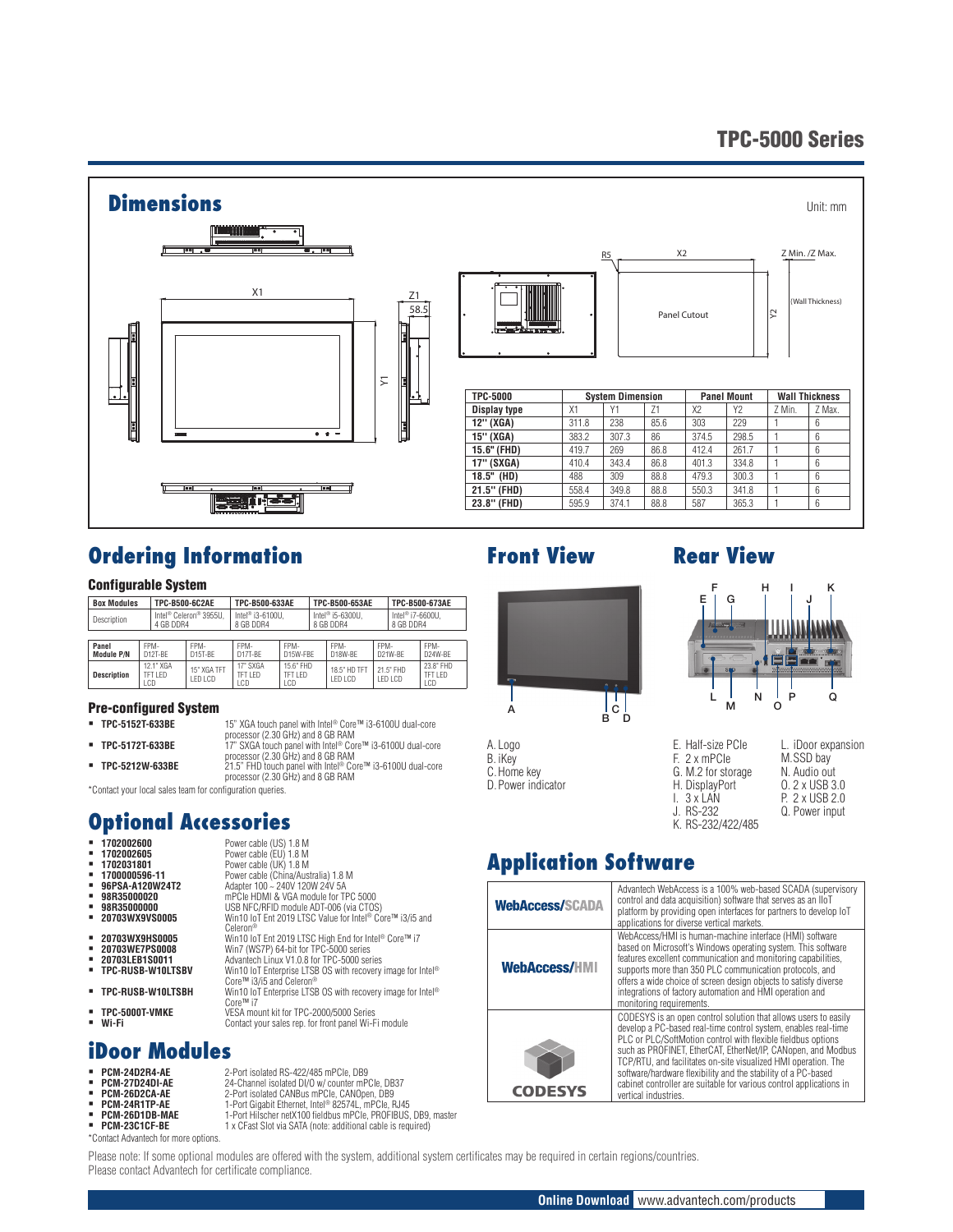## Dimensions

Unit: mm

X1

Z1

58.5

Y1

R5

X2

Z Min. /Z Max.

Panel Cutout

Y2

(Wall Thickness)

| TPC-5000 | System Dimension | | | Panel Mount | | Wall Thickness | |
|---|---|---|---|---|---|---|---|
| Display type | X1 | Y1 | Z1 | X2 | Y2 | Z Min. | Z Max. |
| 12" (XGA) | 311.8 | 238 | 85.6 | 303 | 229 | 1 | 6 |
| 15" (XGA) | 383.2 | 307.3 | 86 | 374.5 | 298.5 | 1 | 6 |
| 15.6" (FHD) | 419.7 | 269 | 86.8 | 412.4 | 261.7 | 1 | 6 |
| 17" (SXGA) | 410.4 | 343.4 | 86.8 | 401.3 | 334.8 | 1 | 6 |
| 18.5" (HD) | 488 | 309 | 88.8 | 479.3 | 300.3 | 1 | 6 |
| 21.5" (FHD) | 558.4 | 349.8 | 88.8 | 550.3 | 341.8 | 1 | 6 |
| 23.8" (FHD) | 595.9 | 374.1 | 88.8 | 587 | 365.3 | 1 | 6 |

## Ordering Information

### Configurable System

| Box Modules | TPC-B500-6C2AE | TPC-B500-633AE | TPC-B500-653AE | TPC-B500-673AE |
|---|---|---|---|---|
| Description | Intel® Celeron® 3955U, 4 GB DDR4 | Intel® i3-6100U, 8 GB DDR4 | Intel® i5-6300U, 8 GB DDR4 | Intel® i7-6600U, 8 GB DDR4 |

| Panel Module P/N | FPM-D12T-BE | FPM-D15T-BE | FPM-D17T-BE | FPM-D15W-FBE | FPM-D18W-BE | FPM-D21W-BE | FPM-D24W-BE |
|---|---|---|---|---|---|---|---|
| Description | 12.1" XGA TFT LED LCD | 15" XGA TFT LED LCD | 17" SXGA TFT LED LCD | 15.6" FHD TFT LED LCD | 18.5" HD TFT LED LCD | 21.5" FHD LED LCD | 23.8" FHD TFT LED LCD |

### Pre-configured System

- **TPC-5152T-633BE** 15" XGA touch panel with Intel® Core™ i3-6100U dual-core processor (2.30 GHz) and 8 GB RAM
- **TPC-5172T-633BE** 17" SXGA touch panel with Intel® Core™ i3-6100U dual-core processor (2.30 GHz) and 8 GB RAM
- **TPC-5212W-633BE** 21.5" FHD touch panel with Intel® Core™ i3-6100U dual-core processor (2.30 GHz) and 8 GB RAM

*Contact your local sales team for configuration queries.

## Optional Accessories

- **1702002600** Power cable (US) 1.8 M
- **1702002605** Power cable (EU) 1.8 M
- **1702031801** Power cable (UK) 1.8 M
- **1700000596-11** Power cable (China/Australia) 1.8 M
- **96PSA-A120W24T2** Adapter 100 ~ 240V 120W 24V 5A
- **98R35000020** mPCIe HDMI & VGA module for TPC 5000
- **98R35000000** USB NFC/RFID module ADT-006 (via CTOS)
- **20703WX9VS0005** Win10 IoT Ent 2019 LTSC Value for Intel® Core™ i3/i5 and Celeron®
- **20703WX9HS0005** Win10 IoT Ent 2019 LTSC High End for Intel® Core™ i7
- **20703WE7PS0008** Win7 (WS7P) 64-bit for TPC-5000 series
- **20703LEB1S0011** Advantech Linux V1.0.8 for TPC-5000 series
- **TPC-RUSB-W10LTSBV** Win10 IoT Enterprise LTSB OS with recovery image for Intel® Core™ i3/i5 and Celeron®
- **TPC-RUSB-W10LTSBH** Win10 IoT Enterprise LTSB OS with recovery image for Intel® Core™ i7
- **TPC-5000T-VMKE** VESA mount kit for TPC-2000/5000 Series
- **Wi-Fi** Contact your sales rep. for front panel Wi-Fi module

## iDoor Modules

- **PCM-24D2R4-AE** 2-Port isolated RS-422/485 mPCIe, DB9
- **PCM-27D24DI-AE** 24-Channel isolated DI/O w/ counter mPCIe, DB37
- **PCM-26D2CA-AE** 2-Port isolated CANBus mPCIe, CANOpen, DB9
- **PCM-24R1TP-AE** 1-Port Gigabit Ethernet, Intel® 82574L, mPCIe, RJ45
- **PCM-26D1DB-MAE** 1-Port Hilscher netX100 fieldbus mPCIe, PROFIBUS, DB9, master
- **PCM-23C1CF-BE** 1 x CFast Slot via SATA (note: additional cable is required)

*Contact Advantech for more options.

## Front View

A. Logo
B. iKey
C. Home key
D. Power indicator

## Rear View

E. Half-size PCIe
F. 2 x mPCIe
G. M.2 for storage
H. DisplayPort
I. 3 x LAN
J. RS-232
K. RS-232/422/485
L. iDoor expansion
M. SSD bay
N. Audio out
O. 2 x USB 3.0
P. 2 x USB 2.0
Q. Power input

## Application Software

| | |
|---|---|
| WebAccess/SCADA | Advantech WebAccess is a 100% web-based SCADA (supervisory control and data acquisition) software that serves as an IIoT platform by providing open interfaces for partners to develop IoT applications for diverse vertical markets. |
| WebAccess/HMI | WebAccess/HMI is human-machine interface (HMI) software based on Microsoft's Windows operating system. This software features excellent communication and monitoring capabilities, supports more than 350 PLC communication protocols, and offers a wide choice of screen design objects to satisfy diverse integrations of factory automation and HMI operation and monitoring requirements. |
| CODESYS | CODESYS is an open control solution that allows users to easily develop a PC-based real-time control system, enables real-time PLC or PLC/SoftMotion control with flexible fieldbus options such as PROFINET, EtherCAT, EtherNet/IP, CANopen, and Modbus TCP/RTU, and facilitates on-site visualized HMI operation. The software/hardware flexibility and the stability of a PC-based cabinet controller are suitable for various control applications in vertical industries. |

Please note: If some optional modules are offered with the system, additional system certificates may be required in certain regions/countries. Please contact Advantech for certificate compliance.